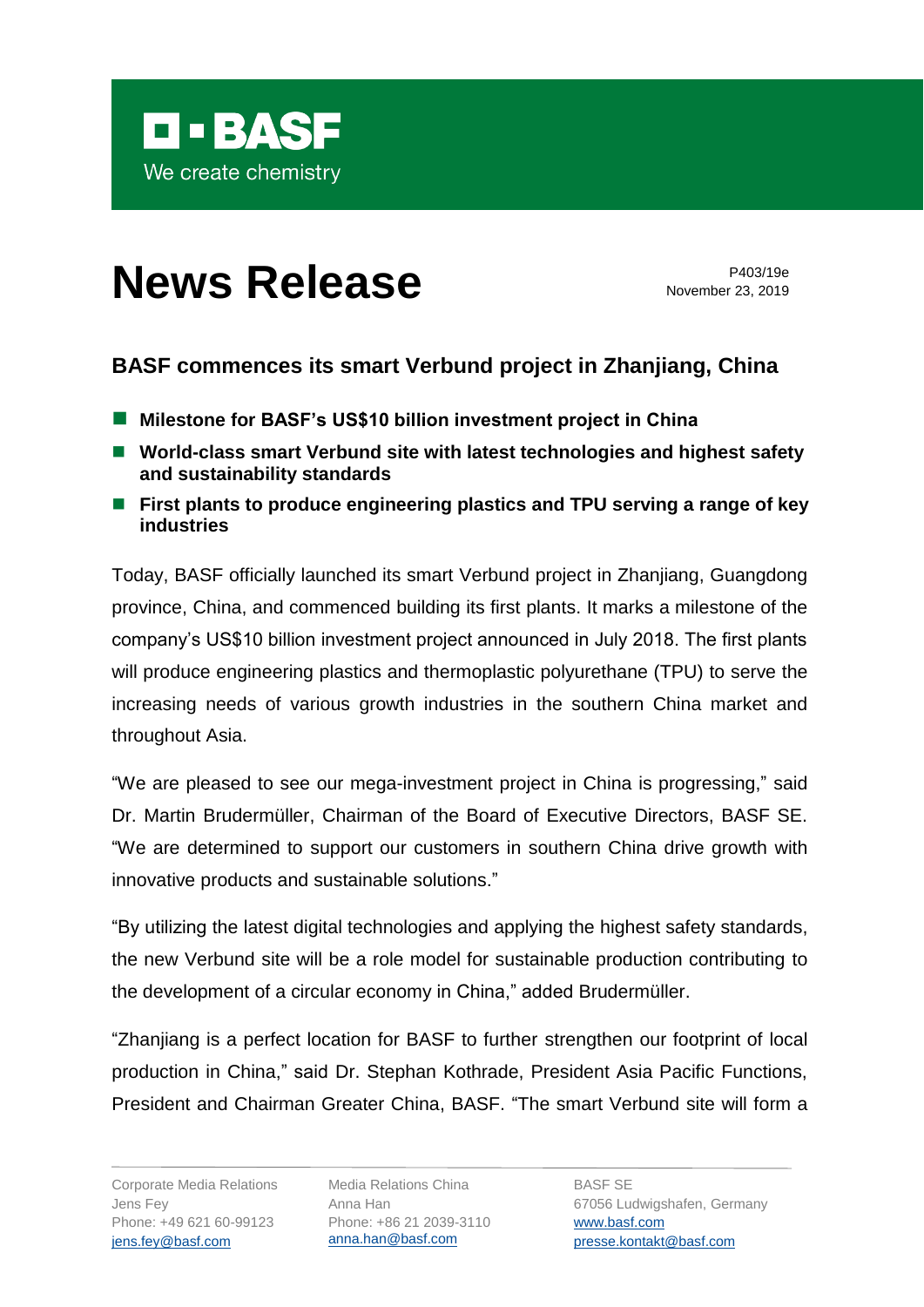# News Release

P403/19e
November 23, 2019

## BASF commences its smart Verbund project in Zhanjiang, China

- **Milestone for BASF's US$10 billion investment project in China**
- **World-class smart Verbund site with latest technologies and highest safety and sustainability standards**
- **First plants to produce engineering plastics and TPU serving a range of key industries**

Today, BASF officially launched its smart Verbund project in Zhanjiang, Guangdong province, China, and commenced building its first plants. It marks a milestone of the company's US$10 billion investment project announced in July 2018. The first plants will produce engineering plastics and thermoplastic polyurethane (TPU) to serve the increasing needs of various growth industries in the southern China market and throughout Asia.

"We are pleased to see our mega-investment project in China is progressing," said Dr. Martin Brudermüller, Chairman of the Board of Executive Directors, BASF SE. "We are determined to support our customers in southern China drive growth with innovative products and sustainable solutions."

"By utilizing the latest digital technologies and applying the highest safety standards, the new Verbund site will be a role model for sustainable production contributing to the development of a circular economy in China," added Brudermüller.

"Zhanjiang is a perfect location for BASF to further strengthen our footprint of local production in China," said Dr. Stephan Kothrade, President Asia Pacific Functions, President and Chairman Greater China, BASF. "The smart Verbund site will form a

Corporate Media Relations
Jens Fey
Phone: +49 621 60-99123
jens.fey@basf.com

Media Relations China
Anna Han
Phone: +86 21 2039-3110
anna.han@basf.com

BASF SE
67056 Ludwigshafen, Germany
www.basf.com
presse.kontakt@basf.com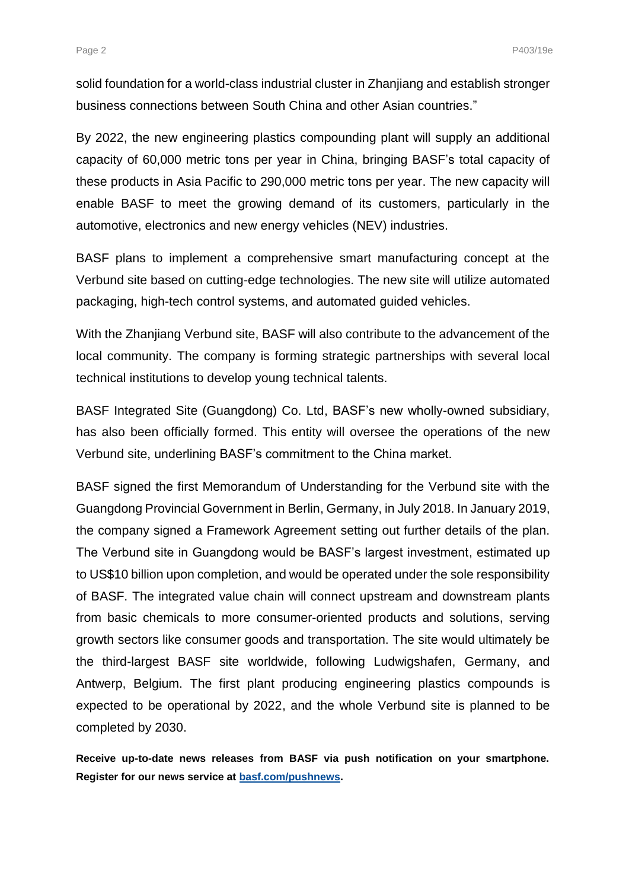solid foundation for a world-class industrial cluster in Zhanjiang and establish stronger business connections between South China and other Asian countries."

By 2022, the new engineering plastics compounding plant will supply an additional capacity of 60,000 metric tons per year in China, bringing BASF's total capacity of these products in Asia Pacific to 290,000 metric tons per year. The new capacity will enable BASF to meet the growing demand of its customers, particularly in the automotive, electronics and new energy vehicles (NEV) industries.

BASF plans to implement a comprehensive smart manufacturing concept at the Verbund site based on cutting-edge technologies. The new site will utilize automated packaging, high-tech control systems, and automated guided vehicles.

With the Zhanjiang Verbund site, BASF will also contribute to the advancement of the local community. The company is forming strategic partnerships with several local technical institutions to develop young technical talents.

BASF Integrated Site (Guangdong) Co. Ltd, BASF's new wholly-owned subsidiary, has also been officially formed. This entity will oversee the operations of the new Verbund site, underlining BASF's commitment to the China market.

BASF signed the first Memorandum of Understanding for the Verbund site with the Guangdong Provincial Government in Berlin, Germany, in July 2018. In January 2019, the company signed a Framework Agreement setting out further details of the plan. The Verbund site in Guangdong would be BASF's largest investment, estimated up to US$10 billion upon completion, and would be operated under the sole responsibility of BASF. The integrated value chain will connect upstream and downstream plants from basic chemicals to more consumer-oriented products and solutions, serving growth sectors like consumer goods and transportation. The site would ultimately be the third-largest BASF site worldwide, following Ludwigshafen, Germany, and Antwerp, Belgium. The first plant producing engineering plastics compounds is expected to be operational by 2022, and the whole Verbund site is planned to be completed by 2030.

**Receive up-to-date news releases from BASF via push notification on your smartphone. Register for our news service at [basf.com/pushnews](basf.com/pushnews).**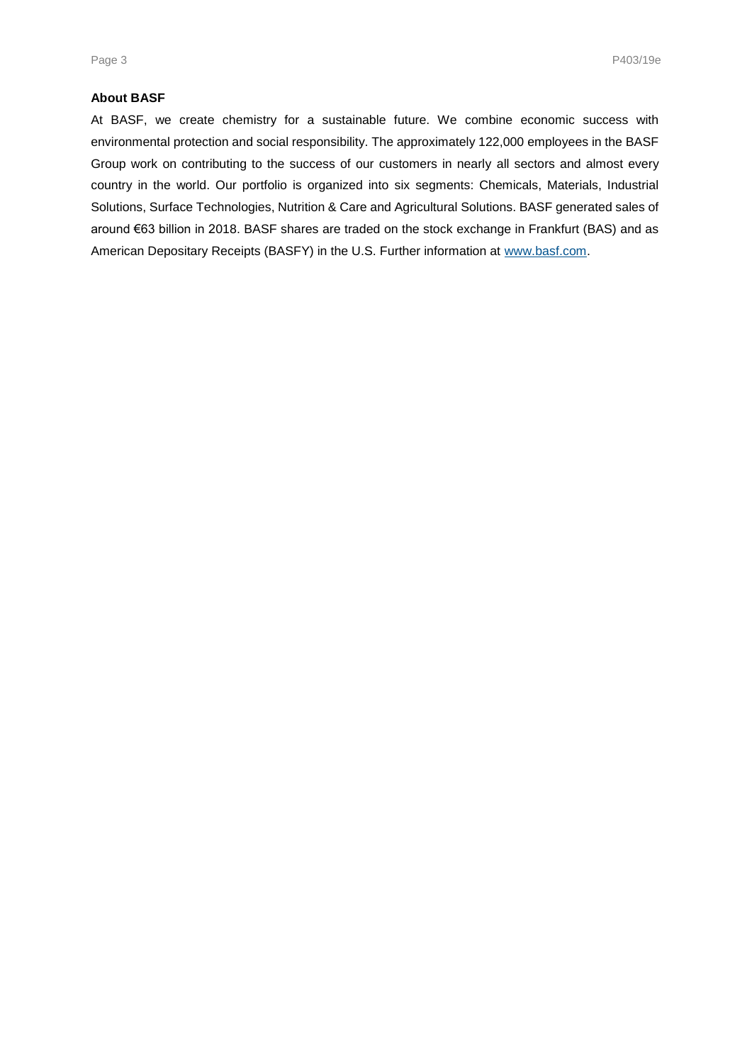**About BASF**

At BASF, we create chemistry for a sustainable future. We combine economic success with environmental protection and social responsibility. The approximately 122,000 employees in the BASF Group work on contributing to the success of our customers in nearly all sectors and almost every country in the world. Our portfolio is organized into six segments: Chemicals, Materials, Industrial Solutions, Surface Technologies, Nutrition & Care and Agricultural Solutions. BASF generated sales of around €63 billion in 2018. BASF shares are traded on the stock exchange in Frankfurt (BAS) and as American Depositary Receipts (BASFY) in the U.S. Further information at www.basf.com.